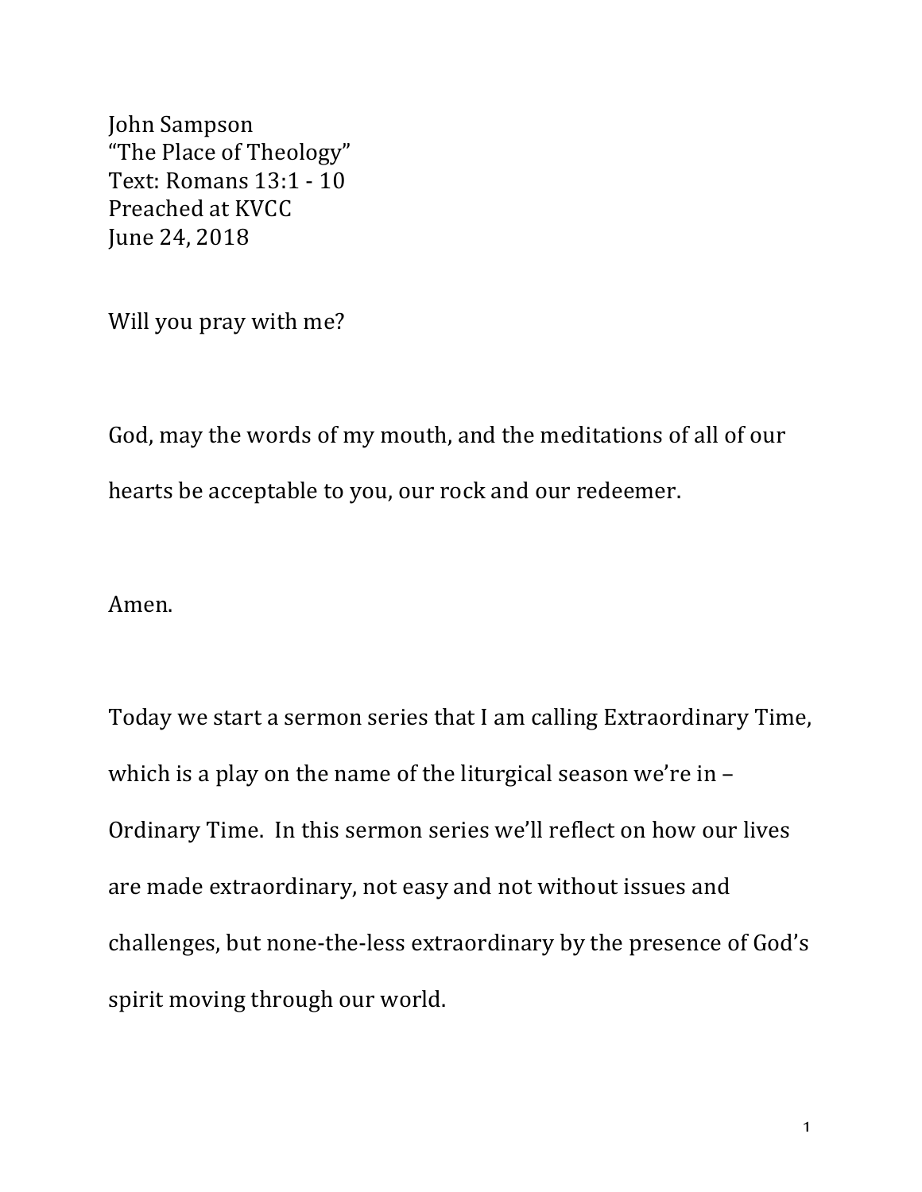John Sampson
"The Place of Theology"
Text: Romans 13:1 - 10
Preached at KVCC
June 24, 2018

Will you pray with me?

God, may the words of my mouth, and the meditations of all of our hearts be acceptable to you, our rock and our redeemer.

Amen.

Today we start a sermon series that I am calling Extraordinary Time, which is a play on the name of the liturgical season we're in – Ordinary Time. In this sermon series we'll reflect on how our lives are made extraordinary, not easy and not without issues and challenges, but none-the-less extraordinary by the presence of God's spirit moving through our world.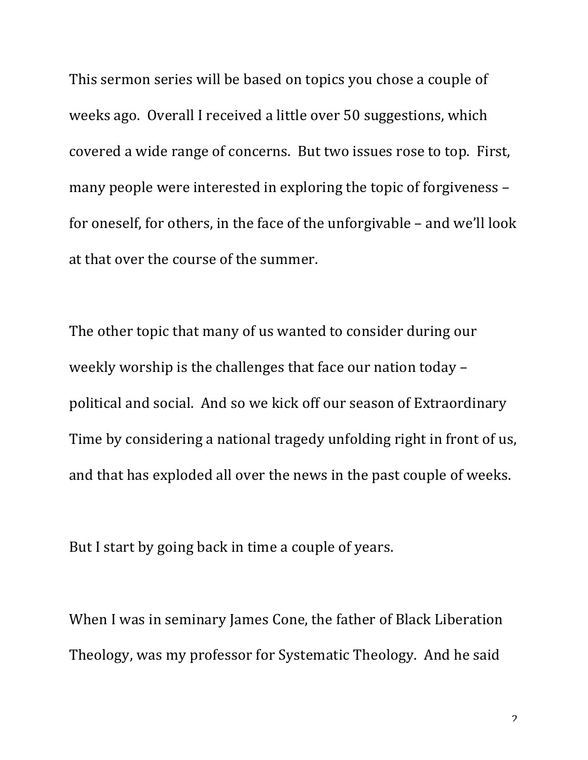This sermon series will be based on topics you chose a couple of weeks ago. Overall I received a little over 50 suggestions, which covered a wide range of concerns. But two issues rose to top. First, many people were interested in exploring the topic of forgiveness – for oneself, for others, in the face of the unforgivable – and we'll look at that over the course of the summer.

The other topic that many of us wanted to consider during our weekly worship is the challenges that face our nation today – political and social. And so we kick off our season of Extraordinary Time by considering a national tragedy unfolding right in front of us, and that has exploded all over the news in the past couple of weeks.

But I start by going back in time a couple of years.

When I was in seminary James Cone, the father of Black Liberation Theology, was my professor for Systematic Theology. And he said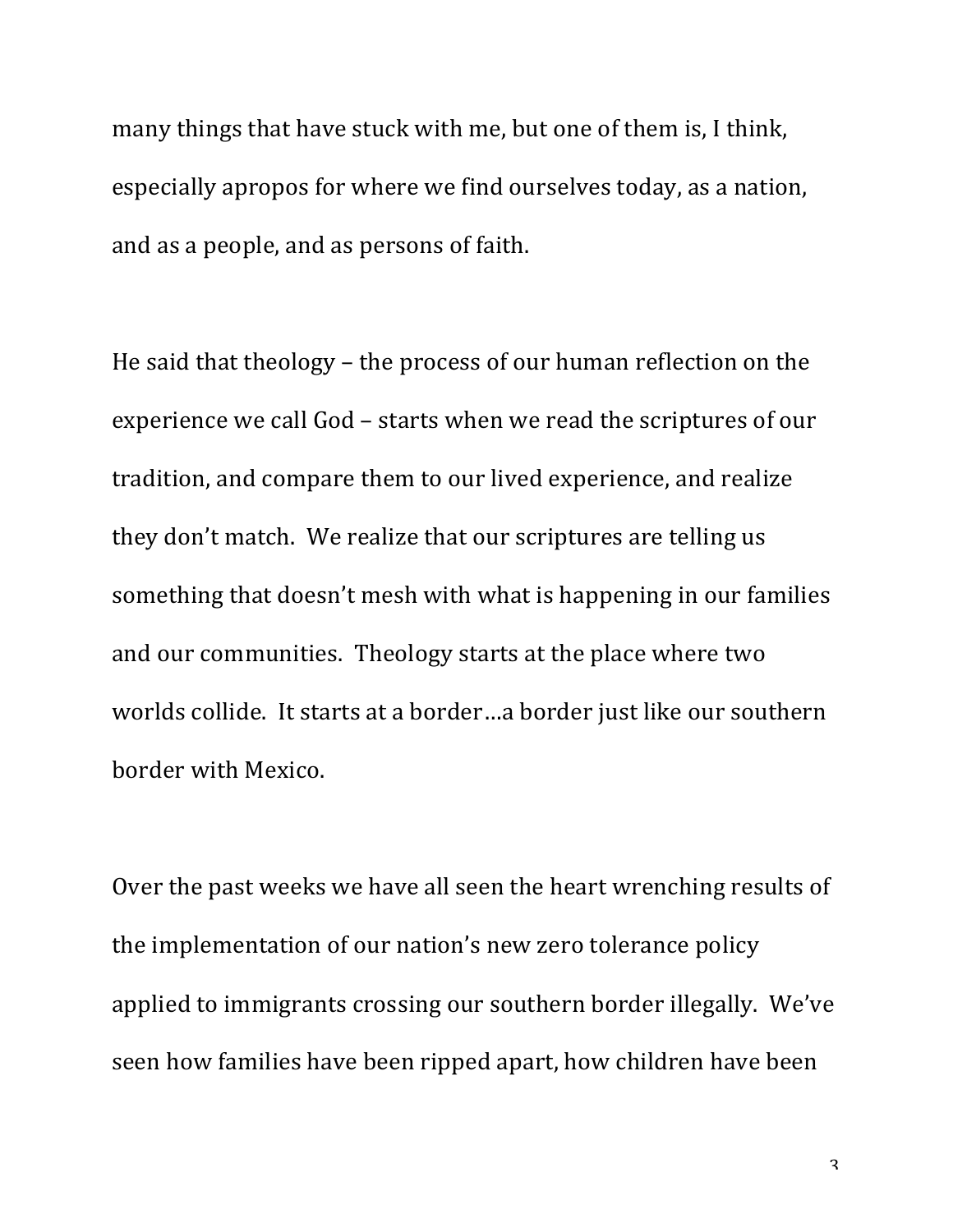many things that have stuck with me, but one of them is, I think, especially apropos for where we find ourselves today, as a nation, and as a people, and as persons of faith.

He said that theology – the process of our human reflection on the experience we call God – starts when we read the scriptures of our tradition, and compare them to our lived experience, and realize they don't match. We realize that our scriptures are telling us something that doesn't mesh with what is happening in our families and our communities. Theology starts at the place where two worlds collide. It starts at a border…a border just like our southern border with Mexico.

Over the past weeks we have all seen the heart wrenching results of the implementation of our nation's new zero tolerance policy applied to immigrants crossing our southern border illegally. We've seen how families have been ripped apart, how children have been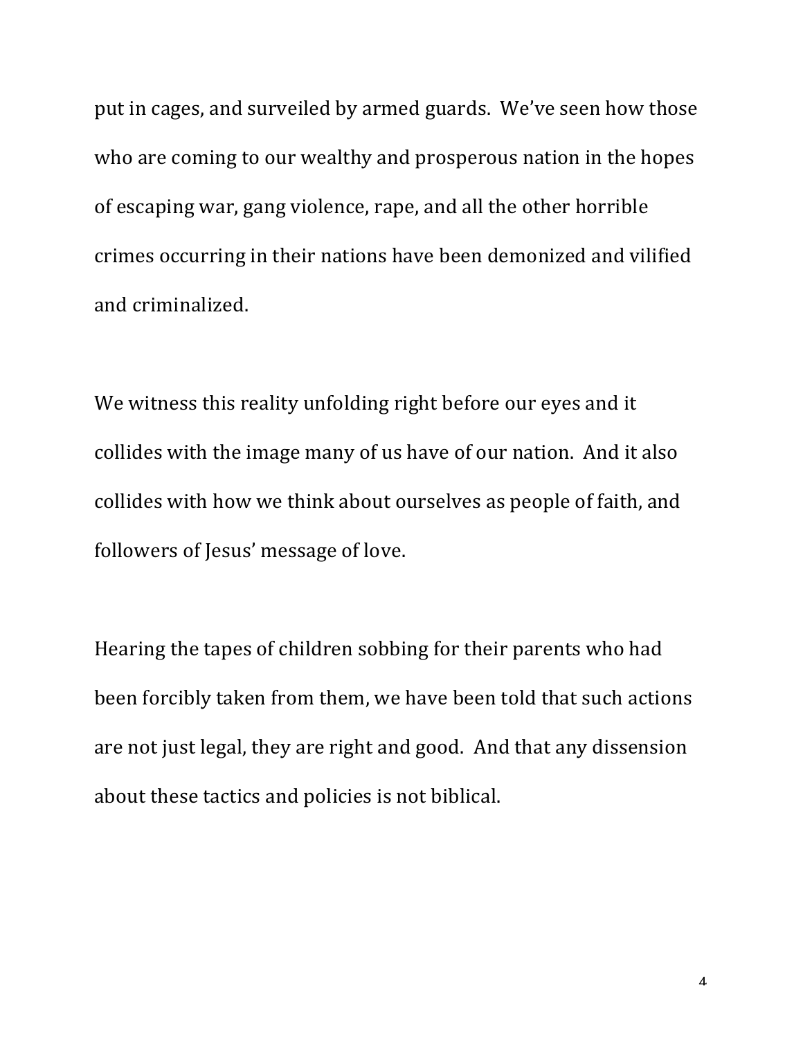put in cages, and surveiled by armed guards.  We've seen how those who are coming to our wealthy and prosperous nation in the hopes of escaping war, gang violence, rape, and all the other horrible crimes occurring in their nations have been demonized and vilified and criminalized.

We witness this reality unfolding right before our eyes and it collides with the image many of us have of our nation.  And it also collides with how we think about ourselves as people of faith, and followers of Jesus' message of love.

Hearing the tapes of children sobbing for their parents who had been forcibly taken from them, we have been told that such actions are not just legal, they are right and good.  And that any dissension about these tactics and policies is not biblical.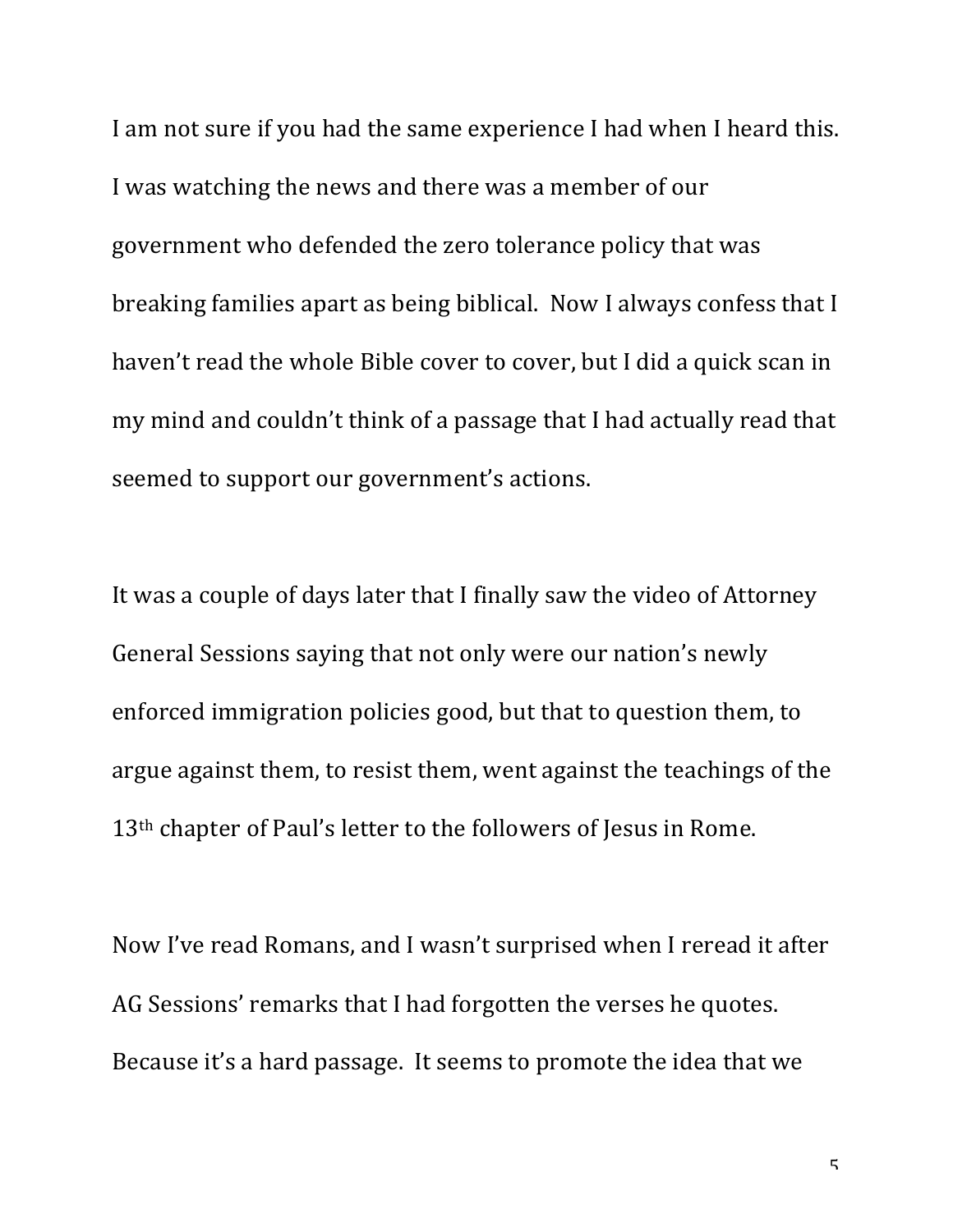I am not sure if you had the same experience I had when I heard this. I was watching the news and there was a member of our government who defended the zero tolerance policy that was breaking families apart as being biblical. Now I always confess that I haven't read the whole Bible cover to cover, but I did a quick scan in my mind and couldn't think of a passage that I had actually read that seemed to support our government's actions.

It was a couple of days later that I finally saw the video of Attorney General Sessions saying that not only were our nation's newly enforced immigration policies good, but that to question them, to argue against them, to resist them, went against the teachings of the 13th chapter of Paul's letter to the followers of Jesus in Rome.

Now I've read Romans, and I wasn't surprised when I reread it after AG Sessions' remarks that I had forgotten the verses he quotes. Because it's a hard passage. It seems to promote the idea that we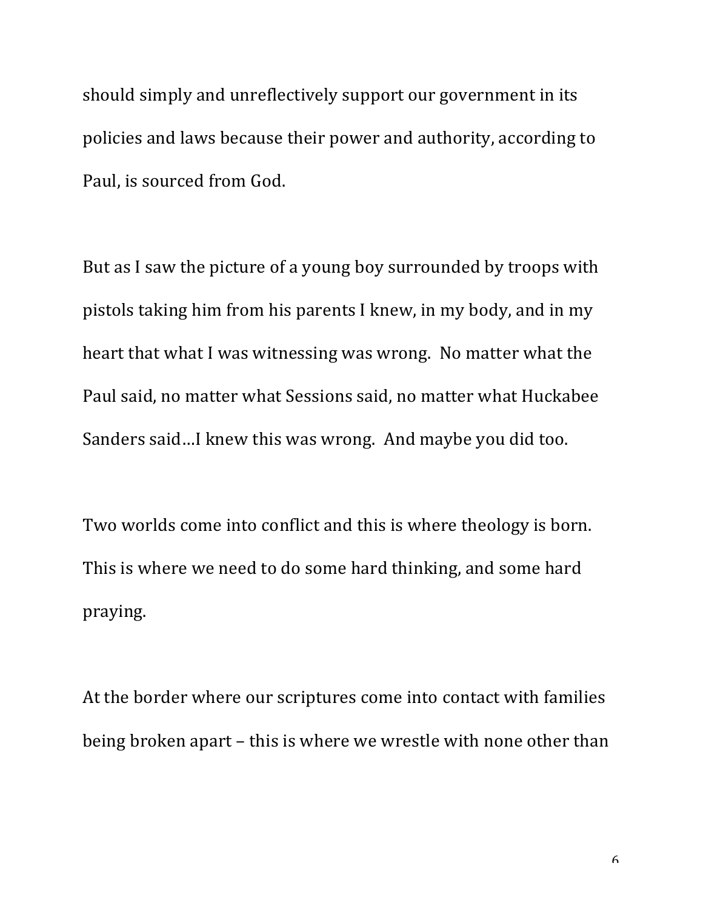should simply and unreflectively support our government in its policies and laws because their power and authority, according to Paul, is sourced from God.

But as I saw the picture of a young boy surrounded by troops with pistols taking him from his parents I knew, in my body, and in my heart that what I was witnessing was wrong. No matter what the Paul said, no matter what Sessions said, no matter what Huckabee Sanders said…I knew this was wrong. And maybe you did too.

Two worlds come into conflict and this is where theology is born. This is where we need to do some hard thinking, and some hard praying.

At the border where our scriptures come into contact with families being broken apart – this is where we wrestle with none other than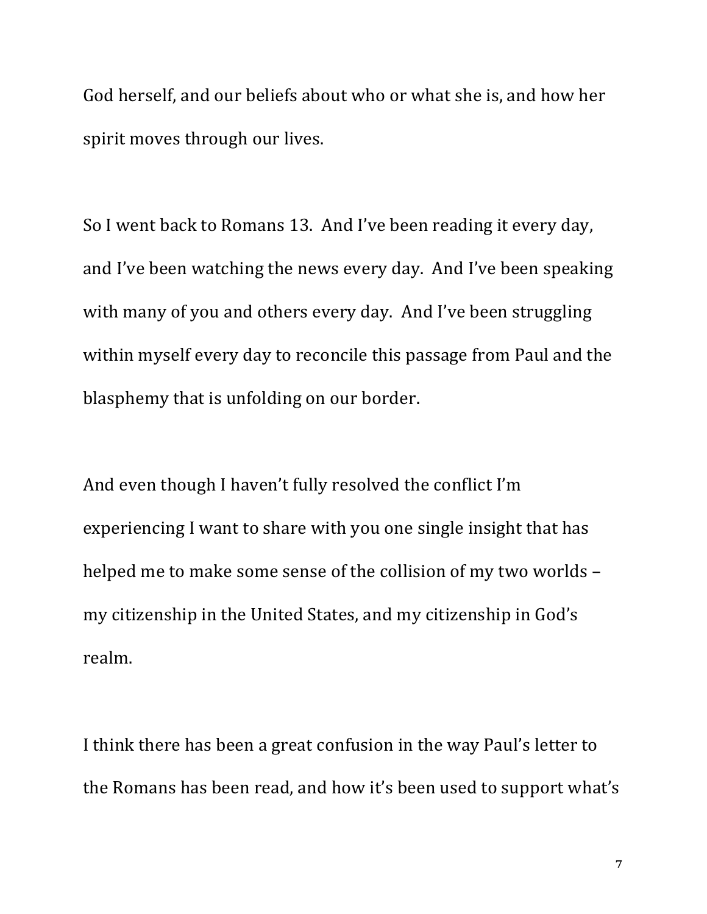God herself, and our beliefs about who or what she is, and how her spirit moves through our lives.

So I went back to Romans 13. And I've been reading it every day, and I've been watching the news every day. And I've been speaking with many of you and others every day. And I've been struggling within myself every day to reconcile this passage from Paul and the blasphemy that is unfolding on our border.

And even though I haven't fully resolved the conflict I'm experiencing I want to share with you one single insight that has helped me to make some sense of the collision of my two worlds – my citizenship in the United States, and my citizenship in God's realm.

I think there has been a great confusion in the way Paul's letter to the Romans has been read, and how it's been used to support what's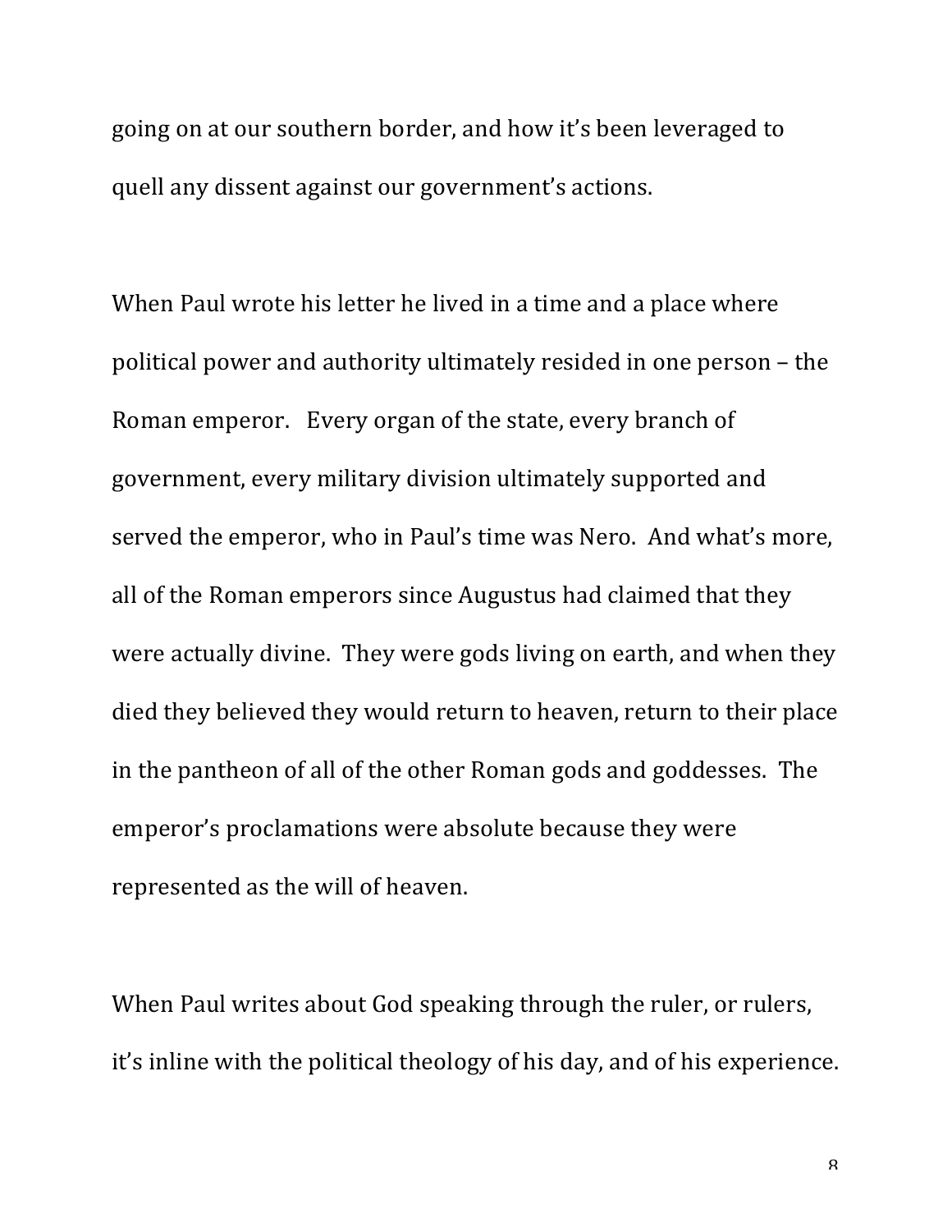going on at our southern border, and how it's been leveraged to quell any dissent against our government's actions.

When Paul wrote his letter he lived in a time and a place where political power and authority ultimately resided in one person – the Roman emperor. Every organ of the state, every branch of government, every military division ultimately supported and served the emperor, who in Paul's time was Nero. And what's more, all of the Roman emperors since Augustus had claimed that they were actually divine. They were gods living on earth, and when they died they believed they would return to heaven, return to their place in the pantheon of all of the other Roman gods and goddesses. The emperor's proclamations were absolute because they were represented as the will of heaven.

When Paul writes about God speaking through the ruler, or rulers, it's inline with the political theology of his day, and of his experience.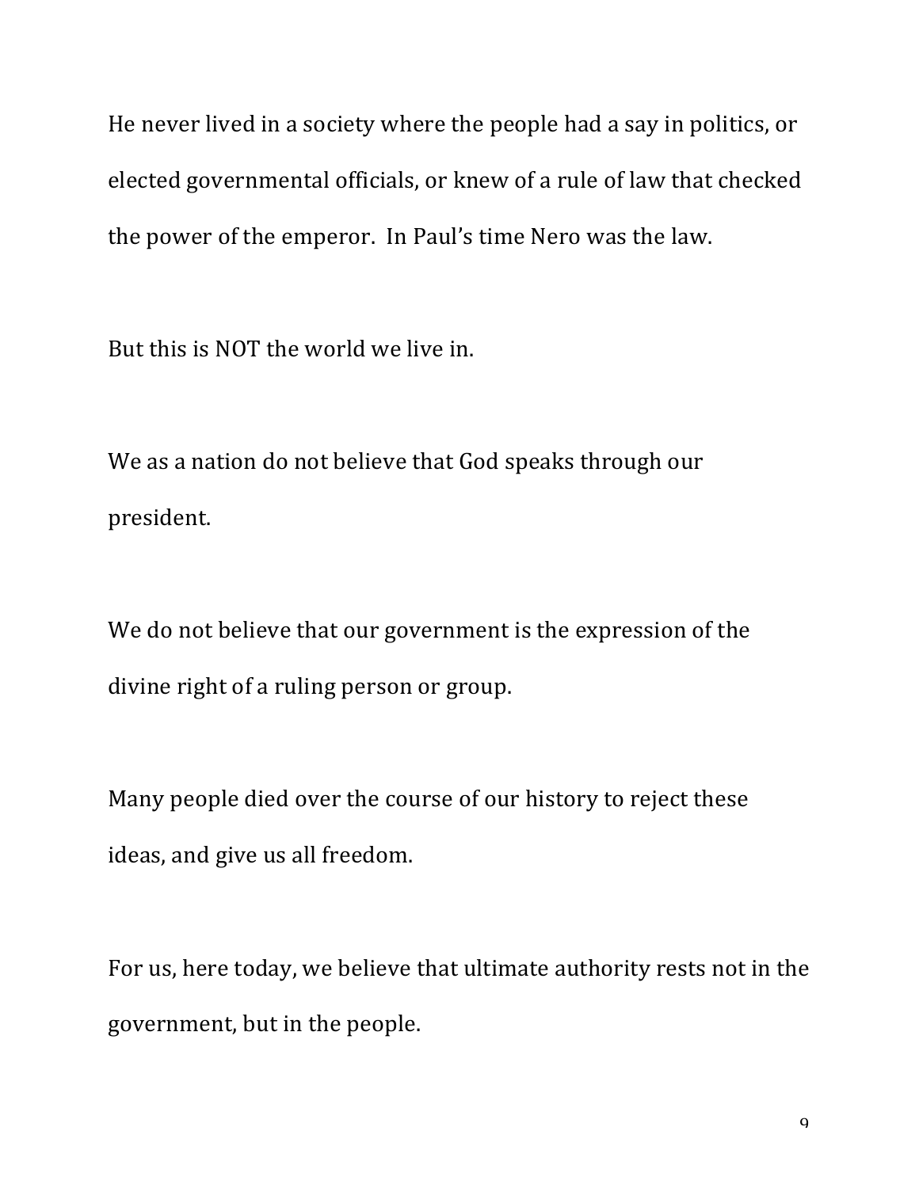He never lived in a society where the people had a say in politics, or elected governmental officials, or knew of a rule of law that checked the power of the emperor.  In Paul's time Nero was the law.

But this is NOT the world we live in.

We as a nation do not believe that God speaks through our president.

We do not believe that our government is the expression of the divine right of a ruling person or group.

Many people died over the course of our history to reject these ideas, and give us all freedom.

For us, here today, we believe that ultimate authority rests not in the government, but in the people.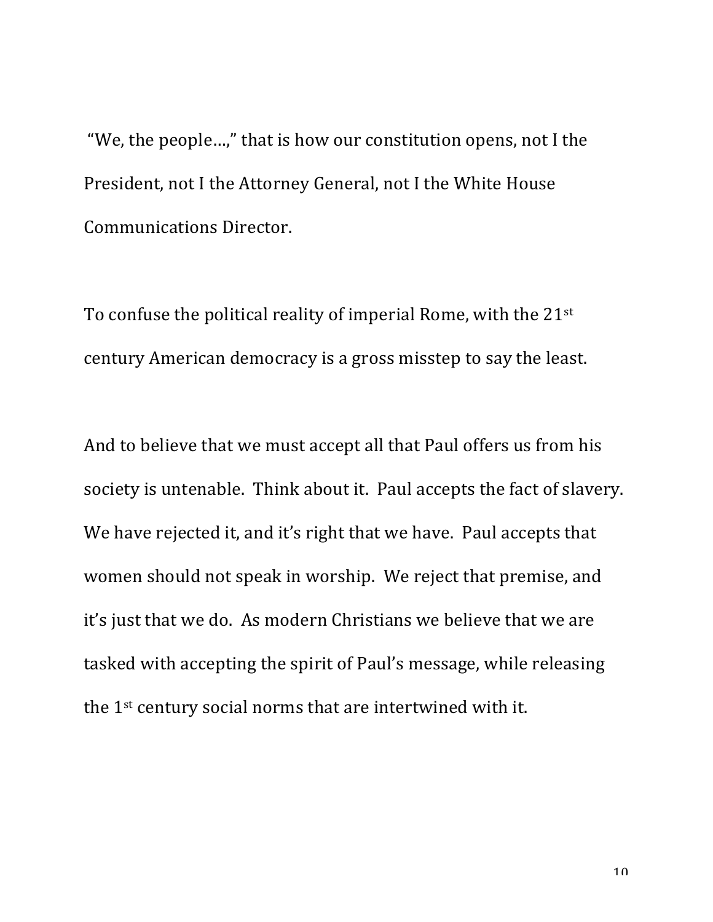"We, the people…," that is how our constitution opens, not I the President, not I the Attorney General, not I the White House Communications Director.

To confuse the political reality of imperial Rome, with the 21st century American democracy is a gross misstep to say the least.

And to believe that we must accept all that Paul offers us from his society is untenable. Think about it. Paul accepts the fact of slavery. We have rejected it, and it's right that we have. Paul accepts that women should not speak in worship. We reject that premise, and it's just that we do. As modern Christians we believe that we are tasked with accepting the spirit of Paul's message, while releasing the 1st century social norms that are intertwined with it.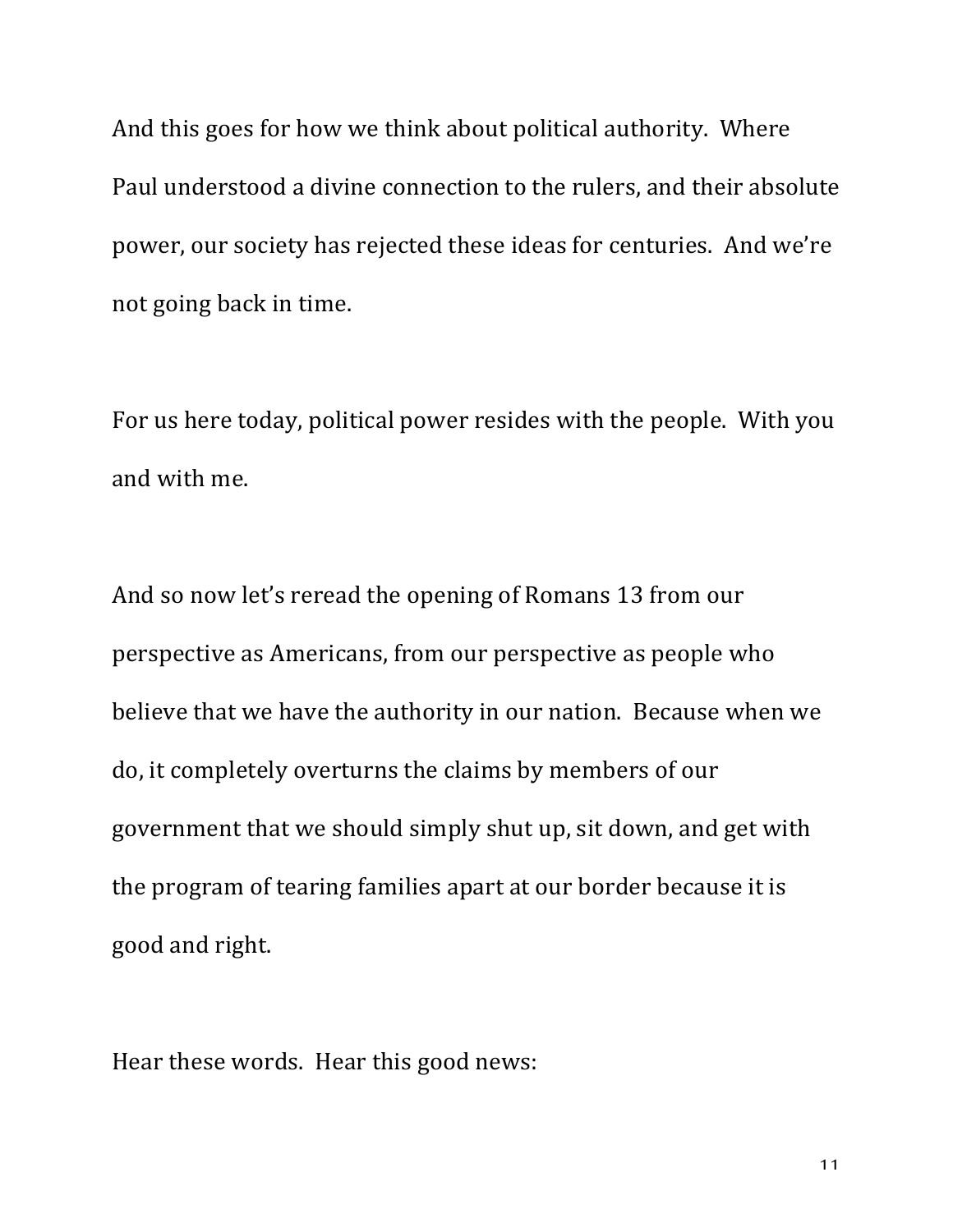And this goes for how we think about political authority. Where Paul understood a divine connection to the rulers, and their absolute power, our society has rejected these ideas for centuries. And we're not going back in time.

For us here today, political power resides with the people. With you and with me.

And so now let's reread the opening of Romans 13 from our perspective as Americans, from our perspective as people who believe that we have the authority in our nation. Because when we do, it completely overturns the claims by members of our government that we should simply shut up, sit down, and get with the program of tearing families apart at our border because it is good and right.

Hear these words. Hear this good news: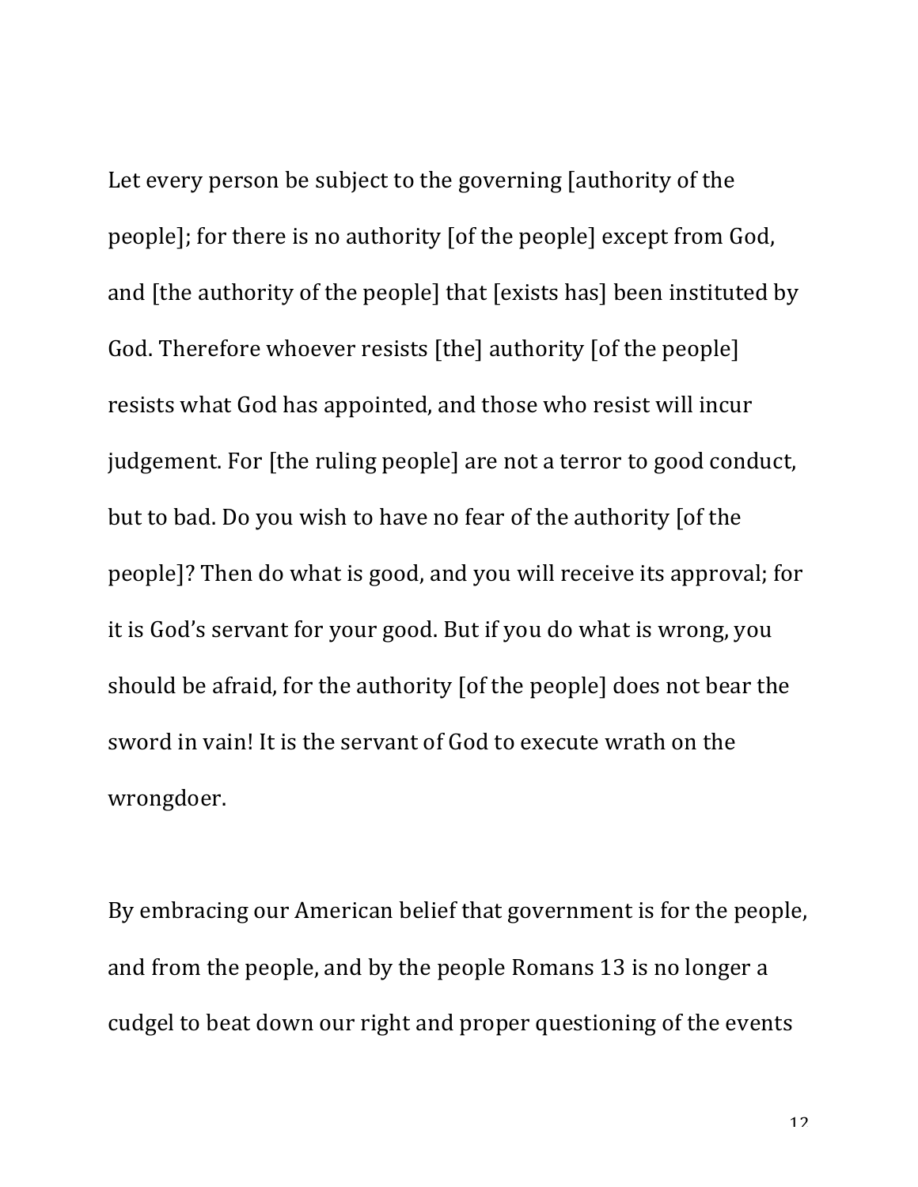Let every person be subject to the governing [authority of the people]; for there is no authority [of the people] except from God, and [the authority of the people] that [exists has] been instituted by God. Therefore whoever resists [the] authority [of the people] resists what God has appointed, and those who resist will incur judgement. For [the ruling people] are not a terror to good conduct, but to bad. Do you wish to have no fear of the authority [of the people]? Then do what is good, and you will receive its approval; for it is God's servant for your good. But if you do what is wrong, you should be afraid, for the authority [of the people] does not bear the sword in vain! It is the servant of God to execute wrath on the wrongdoer.

By embracing our American belief that government is for the people, and from the people, and by the people Romans 13 is no longer a cudgel to beat down our right and proper questioning of the events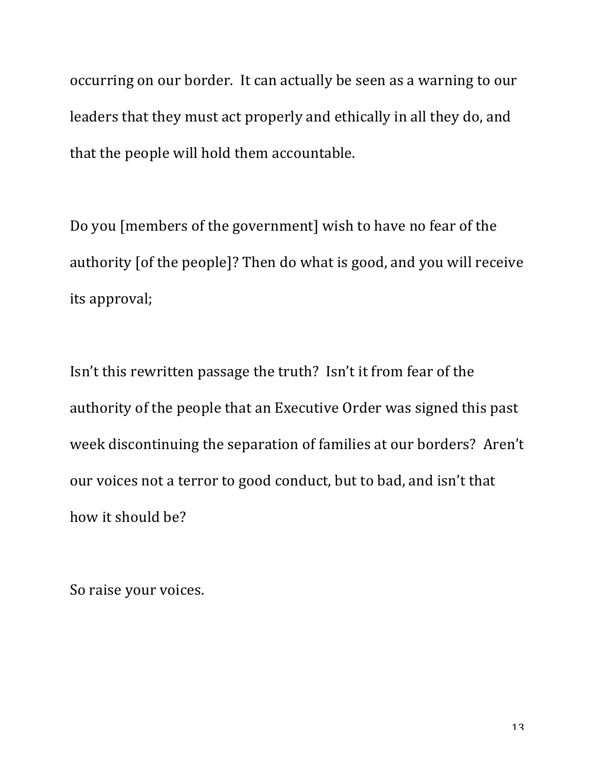occurring on our border. It can actually be seen as a warning to our leaders that they must act properly and ethically in all they do, and that the people will hold them accountable.

Do you [members of the government] wish to have no fear of the authority [of the people]? Then do what is good, and you will receive its approval;

Isn't this rewritten passage the truth? Isn't it from fear of the authority of the people that an Executive Order was signed this past week discontinuing the separation of families at our borders? Aren't our voices not a terror to good conduct, but to bad, and isn't that how it should be?

So raise your voices.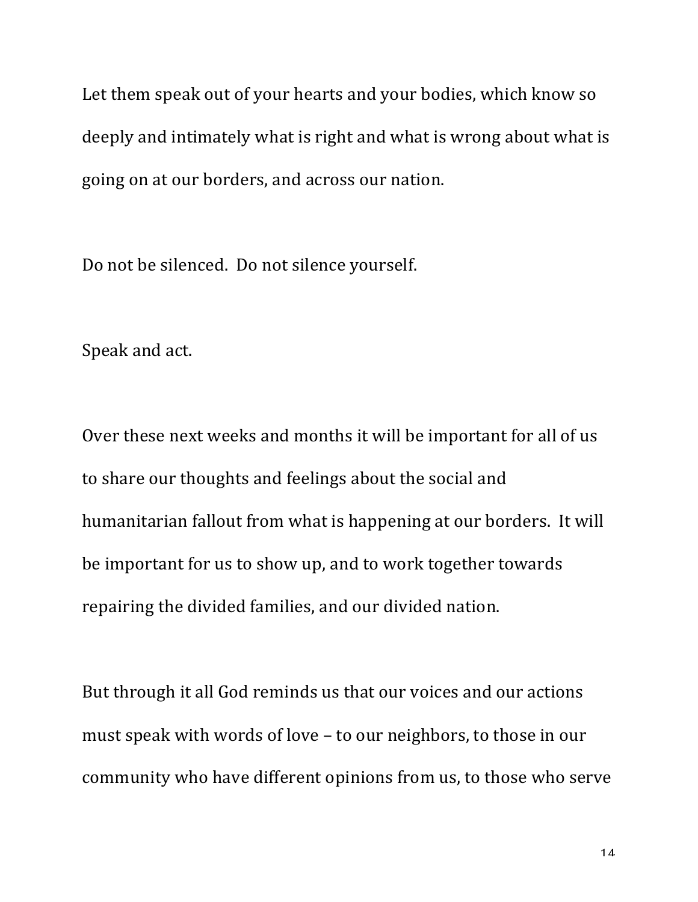Let them speak out of your hearts and your bodies, which know so deeply and intimately what is right and what is wrong about what is going on at our borders, and across our nation.

Do not be silenced. Do not silence yourself.

Speak and act.

Over these next weeks and months it will be important for all of us to share our thoughts and feelings about the social and humanitarian fallout from what is happening at our borders. It will be important for us to show up, and to work together towards repairing the divided families, and our divided nation.

But through it all God reminds us that our voices and our actions must speak with words of love – to our neighbors, to those in our community who have different opinions from us, to those who serve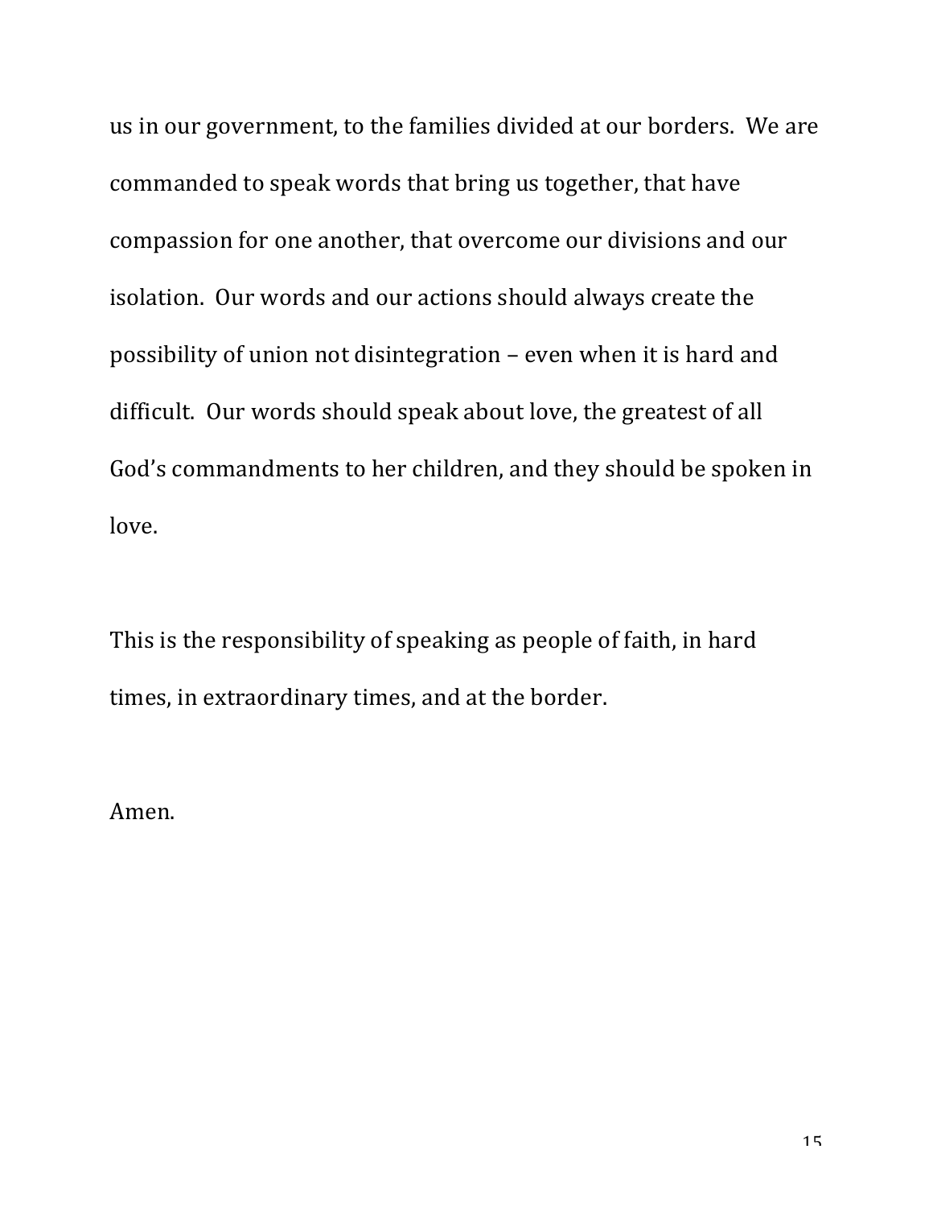us in our government, to the families divided at our borders. We are commanded to speak words that bring us together, that have compassion for one another, that overcome our divisions and our isolation. Our words and our actions should always create the possibility of union not disintegration – even when it is hard and difficult. Our words should speak about love, the greatest of all God's commandments to her children, and they should be spoken in love.

This is the responsibility of speaking as people of faith, in hard times, in extraordinary times, and at the border.

Amen.